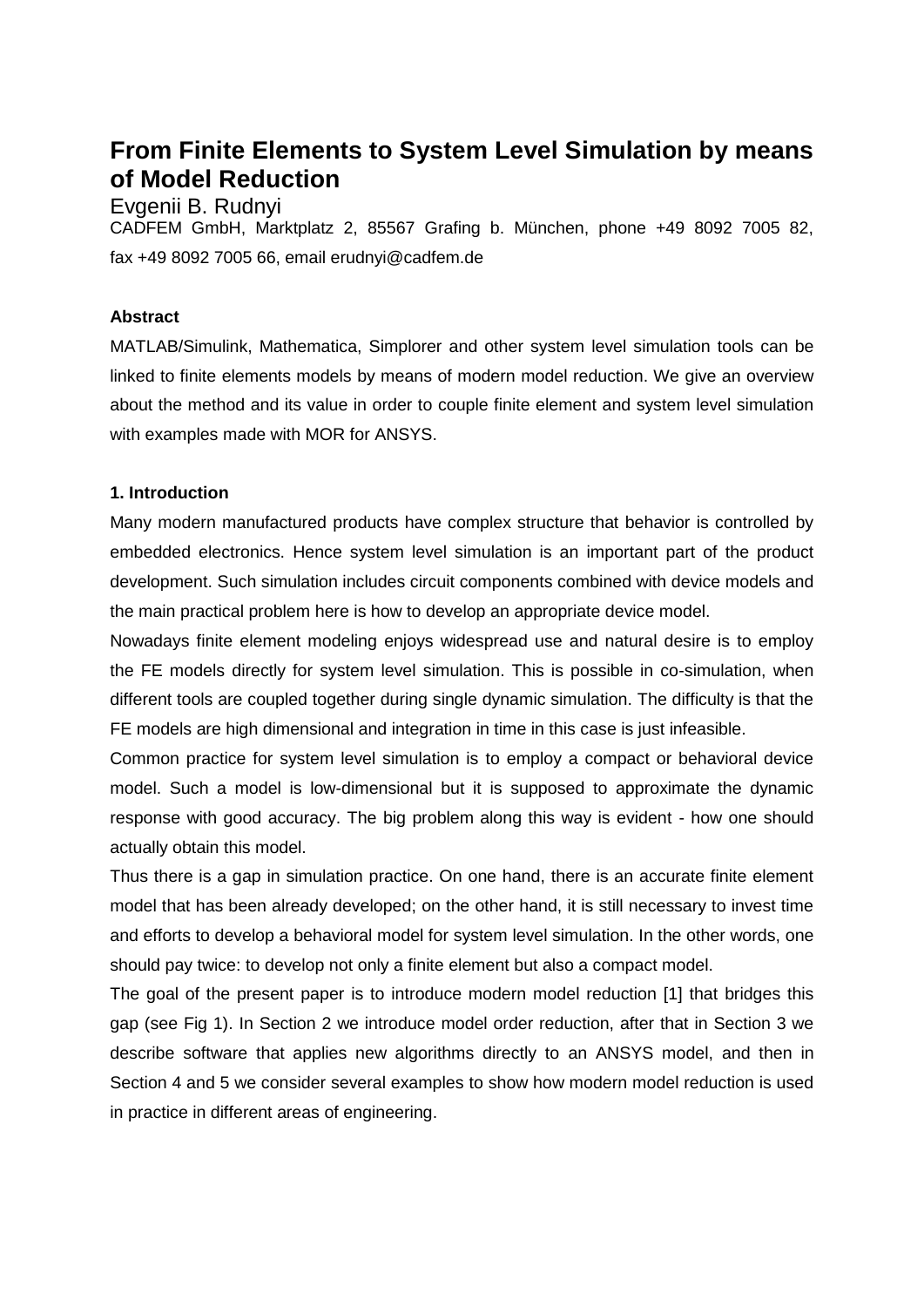# From Finite Elements to System Level Simulation by means of Model Reduction

Evgenii B. Rudnyi

CADFEM GmbH, Marktplatz 2, 85567 Grafing b. München, phone +49 8092 7005 82, fax +49 8092 7005 66, email erudnyi@cadfem.de

**Abstract**

MATLAB/Simulink, Mathematica, Simplorer and other system level simulation tools can be linked to finite elements models by means of modern model reduction. We give an overview about the method and its value in order to couple finite element and system level simulation with examples made with MOR for ANSYS.

**1. Introduction**

Many modern manufactured products have complex structure that behavior is controlled by embedded electronics. Hence system level simulation is an important part of the product development. Such simulation includes circuit components combined with device models and the main practical problem here is how to develop an appropriate device model.

Nowadays finite element modeling enjoys widespread use and natural desire is to employ the FE models directly for system level simulation. This is possible in co-simulation, when different tools are coupled together during single dynamic simulation. The difficulty is that the FE models are high dimensional and integration in time in this case is just infeasible.

Common practice for system level simulation is to employ a compact or behavioral device model. Such a model is low-dimensional but it is supposed to approximate the dynamic response with good accuracy. The big problem along this way is evident - how one should actually obtain this model.

Thus there is a gap in simulation practice. On one hand, there is an accurate finite element model that has been already developed; on the other hand, it is still necessary to invest time and efforts to develop a behavioral model for system level simulation. In the other words, one should pay twice: to develop not only a finite element but also a compact model.

The goal of the present paper is to introduce modern model reduction [1] that bridges this gap (see Fig 1). In Section 2 we introduce model order reduction, after that in Section 3 we describe software that applies new algorithms directly to an ANSYS model, and then in Section 4 and 5 we consider several examples to show how modern model reduction is used in practice in different areas of engineering.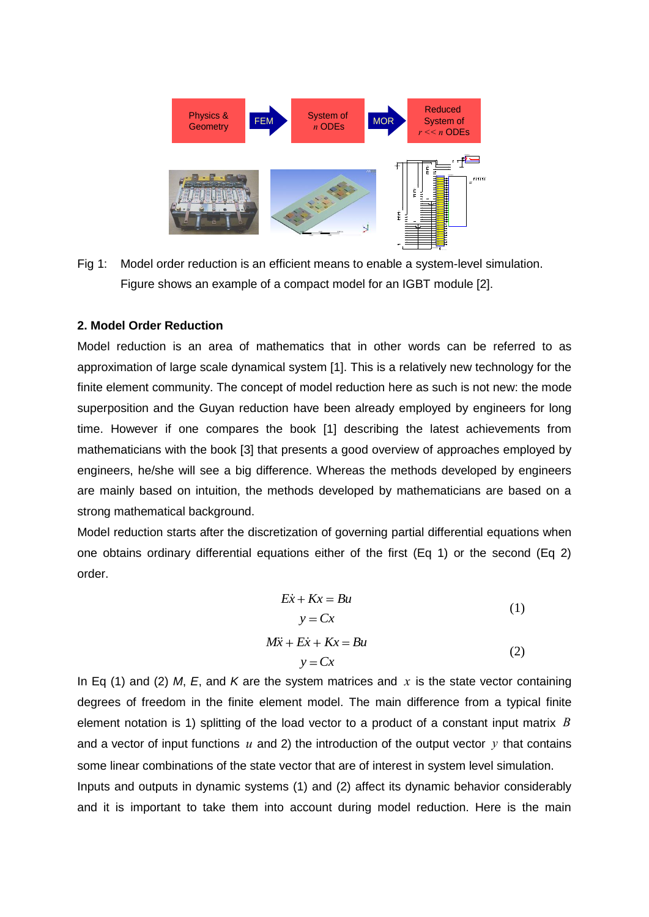Physics & Geometry → FEM → System of $n$ ODEs → MOR → Reduced System of $r << n$ ODEs

Fig 1: Model order reduction is an efficient means to enable a system-level simulation. Figure shows an example of a compact model for an IGBT module [2].

**2. Model Order Reduction**

Model reduction is an area of mathematics that in other words can be referred to as approximation of large scale dynamical system [1]. This is a relatively new technology for the finite element community. The concept of model reduction here as such is not new: the mode superposition and the Guyan reduction have been already employed by engineers for long time. However if one compares the book [1] describing the latest achievements from mathematicians with the book [3] that presents a good overview of approaches employed by engineers, he/she will see a big difference. Whereas the methods developed by engineers are mainly based on intuition, the methods developed by mathematicians are based on a strong mathematical background.

Model reduction starts after the discretization of governing partial differential equations when one obtains ordinary differential equations either of the first (Eq 1) or the second (Eq 2) order.

$$\begin{aligned} E\dot{x} + Kx &= Bu \\ y &= Cx \end{aligned} \tag{1}$$

$$\begin{aligned} M\ddot{x} + E\dot{x} + Kx &= Bu \\ y &= Cx \end{aligned} \tag{2}$$

In Eq (1) and (2) *M*, *E*, and *K* are the system matrices and $x$ is the state vector containing degrees of freedom in the finite element model. The main difference from a typical finite element notation is 1) splitting of the load vector to a product of a constant input matrix $B$ and a vector of input functions $u$ and 2) the introduction of the output vector $y$ that contains some linear combinations of the state vector that are of interest in system level simulation.

Inputs and outputs in dynamic systems (1) and (2) affect its dynamic behavior considerably and it is important to take them into account during model reduction. Here is the main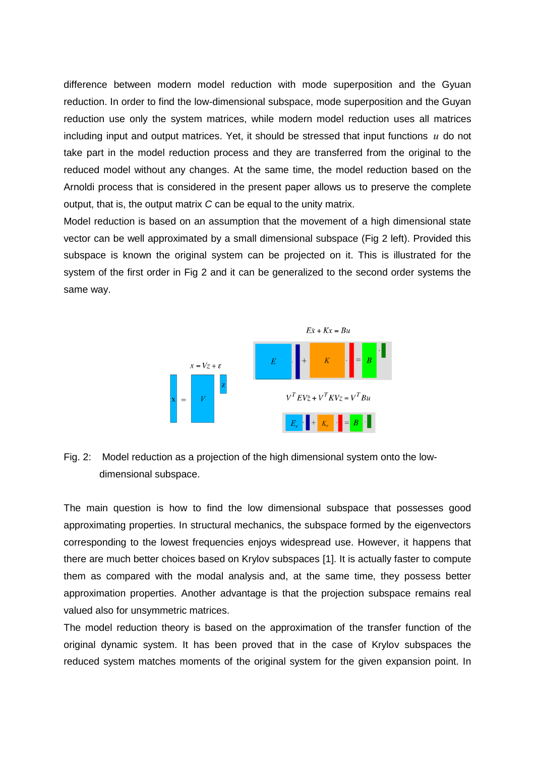difference between modern model reduction with mode superposition and the Gyuan reduction. In order to find the low-dimensional subspace, mode superposition and the Guyan reduction use only the system matrices, while modern model reduction uses all matrices including input and output matrices. Yet, it should be stressed that input functions $u$ do not take part in the model reduction process and they are transferred from the original to the reduced model without any changes. At the same time, the model reduction based on the Arnoldi process that is considered in the present paper allows us to preserve the complete output, that is, the output matrix $C$ can be equal to the unity matrix.

Model reduction is based on an assumption that the movement of a high dimensional state vector can be well approximated by a small dimensional subspace (Fig 2 left). Provided this subspace is known the original system can be projected on it. This is illustrated for the system of the first order in Fig 2 and it can be generalized to the second order systems the same way.

$$x = Vz + \varepsilon$$

$$E\dot{x} + Kx = Bu$$

$$V^T E V \dot{z} + V^T K V z = V^T B u$$

Fig. 2: Model reduction as a projection of the high dimensional system onto the low-dimensional subspace.

The main question is how to find the low dimensional subspace that possesses good approximating properties. In structural mechanics, the subspace formed by the eigenvectors corresponding to the lowest frequencies enjoys widespread use. However, it happens that there are much better choices based on Krylov subspaces [1]. It is actually faster to compute them as compared with the modal analysis and, at the same time, they possess better approximation properties. Another advantage is that the projection subspace remains real valued also for unsymmetric matrices.

The model reduction theory is based on the approximation of the transfer function of the original dynamic system. It has been proved that in the case of Krylov subspaces the reduced system matches moments of the original system for the given expansion point. In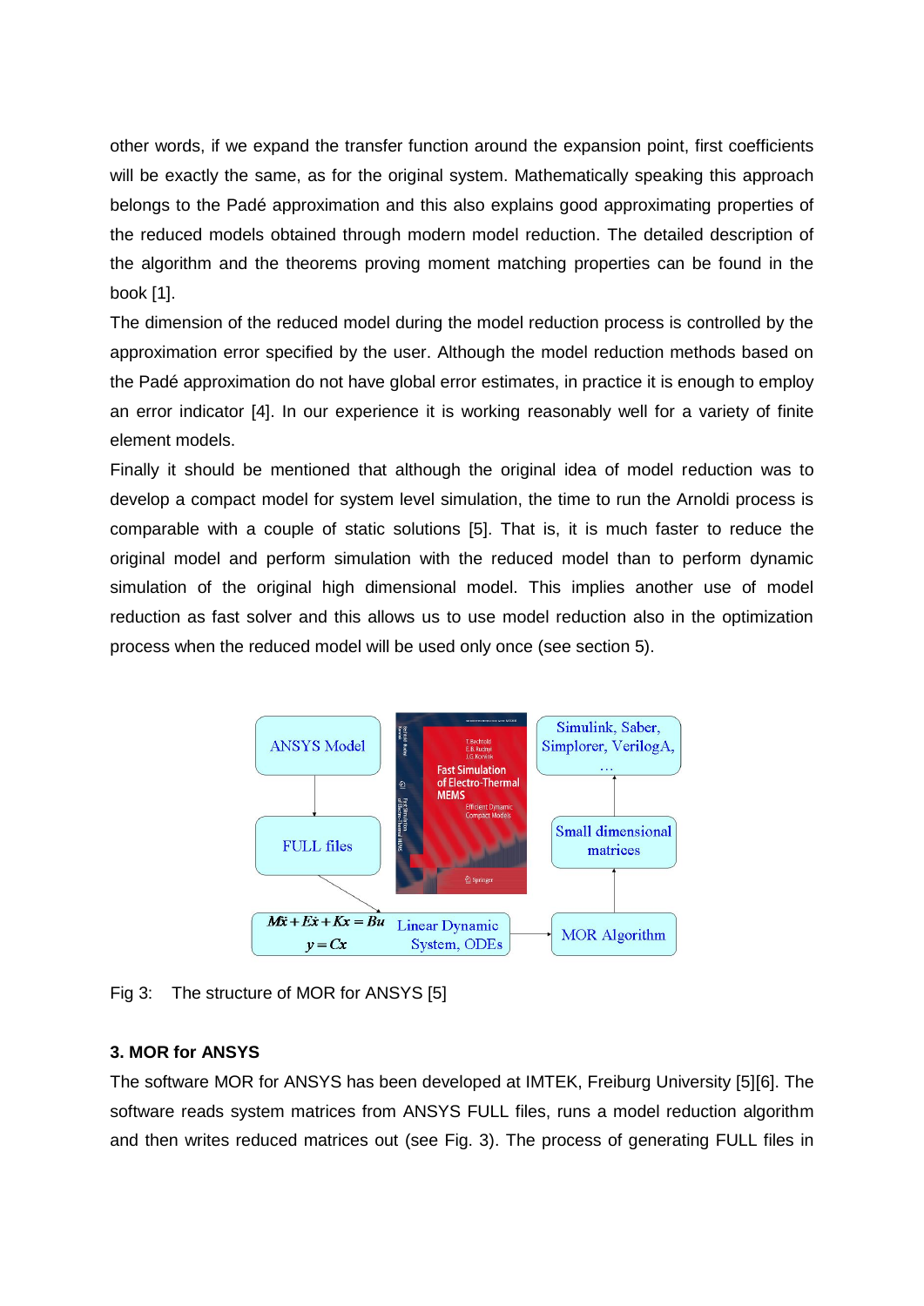other words, if we expand the transfer function around the expansion point, first coefficients will be exactly the same, as for the original system. Mathematically speaking this approach belongs to the Padé approximation and this also explains good approximating properties of the reduced models obtained through modern model reduction. The detailed description of the algorithm and the theorems proving moment matching properties can be found in the book [1].

The dimension of the reduced model during the model reduction process is controlled by the approximation error specified by the user. Although the model reduction methods based on the Padé approximation do not have global error estimates, in practice it is enough to employ an error indicator [4]. In our experience it is working reasonably well for a variety of finite element models.

Finally it should be mentioned that although the original idea of model reduction was to develop a compact model for system level simulation, the time to run the Arnoldi process is comparable with a couple of static solutions [5]. That is, it is much faster to reduce the original model and perform simulation with the reduced model than to perform dynamic simulation of the original high dimensional model. This implies another use of model reduction as fast solver and this allows us to use model reduction also in the optimization process when the reduced model will be used only once (see section 5).

Fig 3: The structure of MOR for ANSYS [5]

### 3. MOR for ANSYS

The software MOR for ANSYS has been developed at IMTEK, Freiburg University [5][6]. The software reads system matrices from ANSYS FULL files, runs a model reduction algorithm and then writes reduced matrices out (see Fig. 3). The process of generating FULL files in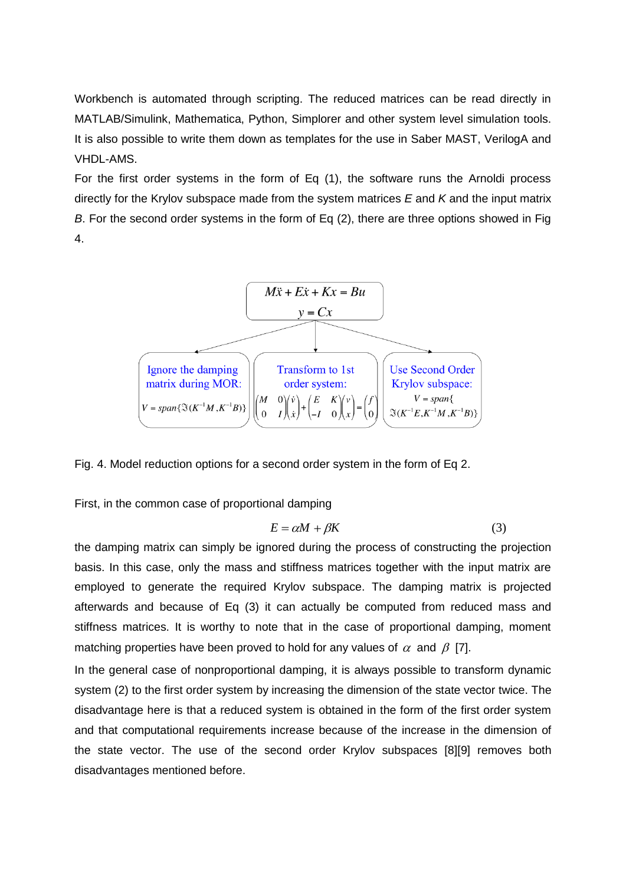Workbench is automated through scripting. The reduced matrices can be read directly in MATLAB/Simulink, Mathematica, Python, Simplorer and other system level simulation tools. It is also possible to write them down as templates for the use in Saber MAST, VerilogA and VHDL-AMS.

For the first order systems in the form of Eq (1), the software runs the Arnoldi process directly for the Krylov subspace made from the system matrices *E* and *K* and the input matrix *B*. For the second order systems in the form of Eq (2), there are three options showed in Fig 4.

$$M\ddot{x} + E\dot{x} + Kx = Bu$$
$$y = Cx$$

- Ignore the damping matrix during MOR: $V = span\{\Im(K^{-1}M, K^{-1}B)\}$
- Transform to 1st order system: $\begin{pmatrix} M & 0 \\ 0 & I \end{pmatrix}\begin{pmatrix} \dot{v} \\ \dot{x} \end{pmatrix} + \begin{pmatrix} E & K \\ -I & 0 \end{pmatrix}\begin{pmatrix} v \\ x \end{pmatrix} = \begin{pmatrix} f \\ 0 \end{pmatrix}$
- Use Second Order Krylov subspace: $V = span\{\Im(K^{-1}E, K^{-1}M, K^{-1}B)\}$

Fig. 4. Model reduction options for a second order system in the form of Eq 2.

First, in the common case of proportional damping

$$E = \alpha M + \beta K \tag{3}$$

the damping matrix can simply be ignored during the process of constructing the projection basis. In this case, only the mass and stiffness matrices together with the input matrix are employed to generate the required Krylov subspace. The damping matrix is projected afterwards and because of Eq (3) it can actually be computed from reduced mass and stiffness matrices. It is worthy to note that in the case of proportional damping, moment matching properties have been proved to hold for any values of $\alpha$ and $\beta$ [7].

In the general case of nonproportional damping, it is always possible to transform dynamic system (2) to the first order system by increasing the dimension of the state vector twice. The disadvantage here is that a reduced system is obtained in the form of the first order system and that computational requirements increase because of the increase in the dimension of the state vector. The use of the second order Krylov subspaces [8][9] removes both disadvantages mentioned before.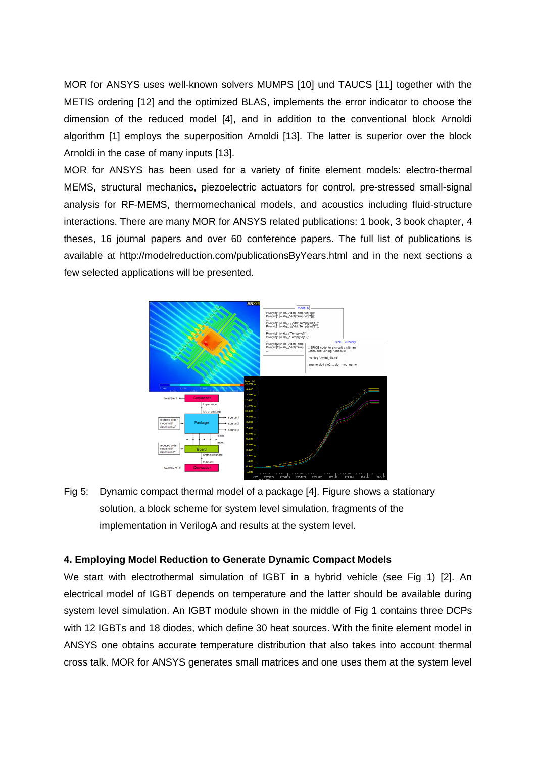MOR for ANSYS uses well-known solvers MUMPS [10] und TAUCS [11] together with the METIS ordering [12] and the optimized BLAS, implements the error indicator to choose the dimension of the reduced model [4], and in addition to the conventional block Arnoldi algorithm [1] employs the superposition Arnoldi [13]. The latter is superior over the block Arnoldi in the case of many inputs [13].

MOR for ANSYS has been used for a variety of finite element models: electro-thermal MEMS, structural mechanics, piezoelectric actuators for control, pre-stressed small-signal analysis for RF-MEMS, thermomechanical models, and acoustics including fluid-structure interactions. There are many MOR for ANSYS related publications: 1 book, 3 book chapter, 4 theses, 16 journal papers and over 60 conference papers. The full list of publications is available at http://modelreduction.com/publicationsByYears.html and in the next sections a few selected applications will be presented.

Fig 5: Dynamic compact thermal model of a package [4]. Figure shows a stationary solution, a block scheme for system level simulation, fragments of the implementation in VerilogA and results at the system level.

### 4. Employing Model Reduction to Generate Dynamic Compact Models

We start with electrothermal simulation of IGBT in a hybrid vehicle (see Fig 1) [2]. An electrical model of IGBT depends on temperature and the latter should be available during system level simulation. An IGBT module shown in the middle of Fig 1 contains three DCPs with 12 IGBTs and 18 diodes, which define 30 heat sources. With the finite element model in ANSYS one obtains accurate temperature distribution that also takes into account thermal cross talk. MOR for ANSYS generates small matrices and one uses them at the system level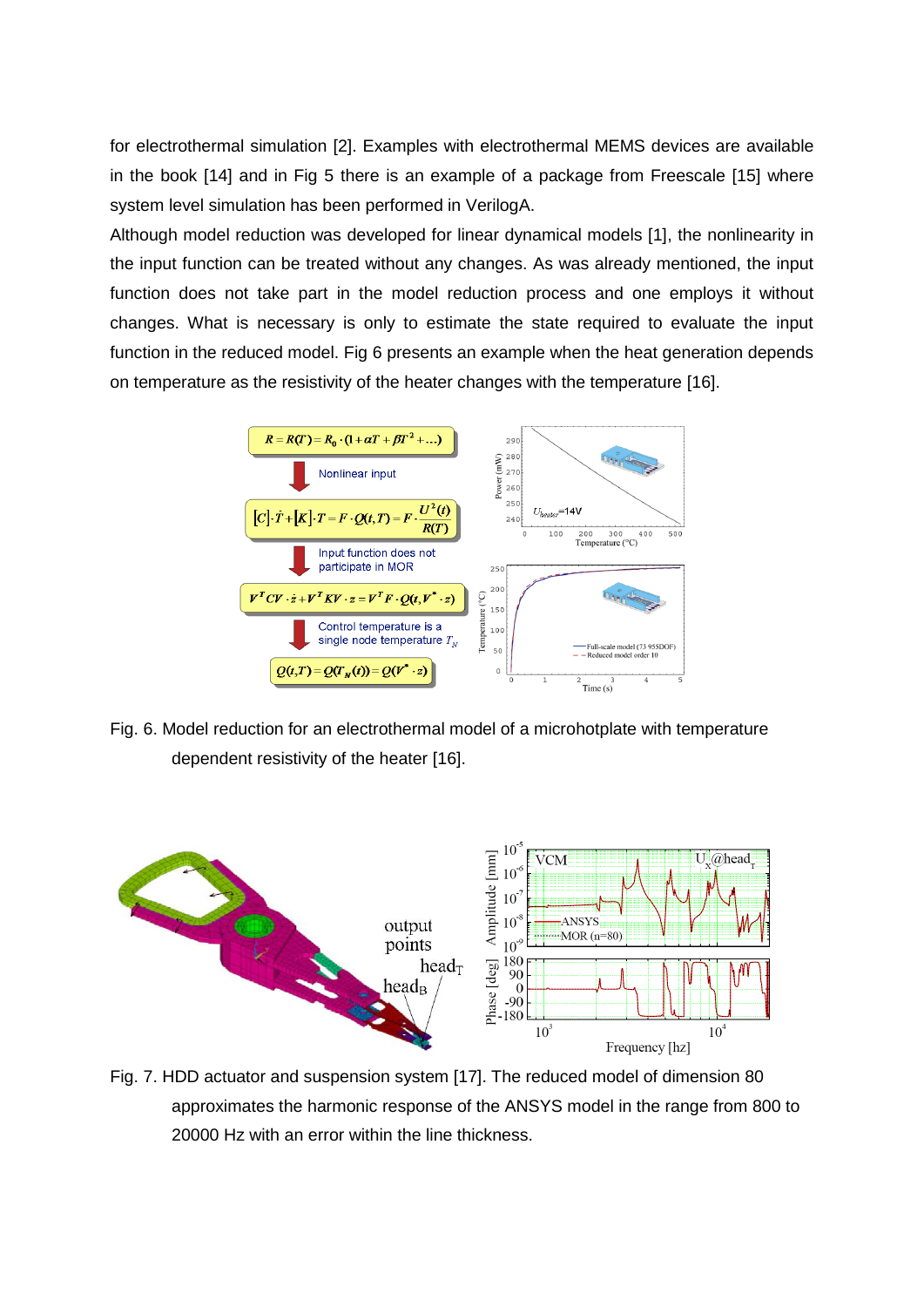for electrothermal simulation [2]. Examples with electrothermal MEMS devices are available in the book [14] and in Fig 5 there is an example of a package from Freescale [15] where system level simulation has been performed in VerilogA.

Although model reduction was developed for linear dynamical models [1], the nonlinearity in the input function can be treated without any changes. As was already mentioned, the input function does not take part in the model reduction process and one employs it without changes. What is necessary is only to estimate the state required to evaluate the input function in the reduced model. Fig 6 presents an example when the heat generation depends on temperature as the resistivity of the heater changes with the temperature [16].

Fig. 6. Model reduction for an electrothermal model of a microhotplate with temperature dependent resistivity of the heater [16].

Fig. 7. HDD actuator and suspension system [17]. The reduced model of dimension 80 approximates the harmonic response of the ANSYS model in the range from 800 to 20000 Hz with an error within the line thickness.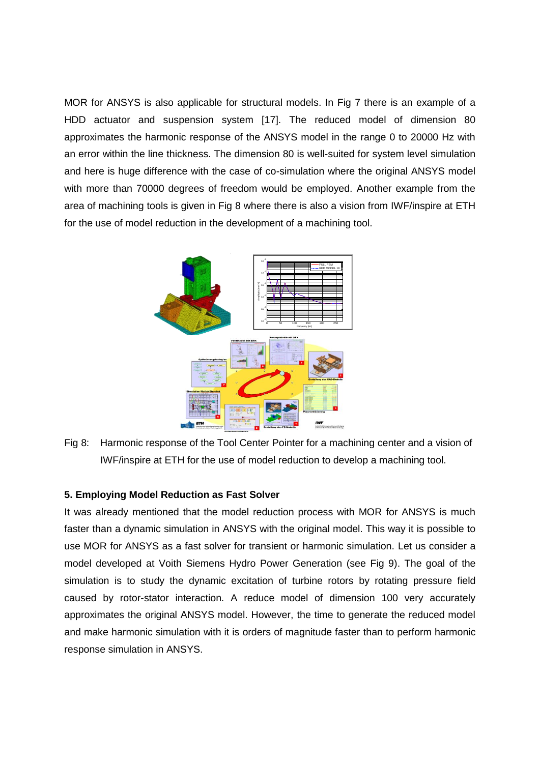MOR for ANSYS is also applicable for structural models. In Fig 7 there is an example of a HDD actuator and suspension system [17]. The reduced model of dimension 80 approximates the harmonic response of the ANSYS model in the range 0 to 20000 Hz with an error within the line thickness. The dimension 80 is well-suited for system level simulation and here is huge difference with the case of co-simulation where the original ANSYS model with more than 70000 degrees of freedom would be employed. Another example from the area of machining tools is given in Fig 8 where there is also a vision from IWF/inspire at ETH for the use of model reduction in the development of a machining tool.

Fig 8: Harmonic response of the Tool Center Pointer for a machining center and a vision of IWF/inspire at ETH for the use of model reduction to develop a machining tool.

### 5. Employing Model Reduction as Fast Solver

It was already mentioned that the model reduction process with MOR for ANSYS is much faster than a dynamic simulation in ANSYS with the original model. This way it is possible to use MOR for ANSYS as a fast solver for transient or harmonic simulation. Let us consider a model developed at Voith Siemens Hydro Power Generation (see Fig 9). The goal of the simulation is to study the dynamic excitation of turbine rotors by rotating pressure field caused by rotor-stator interaction. A reduce model of dimension 100 very accurately approximates the original ANSYS model. However, the time to generate the reduced model and make harmonic simulation with it is orders of magnitude faster than to perform harmonic response simulation in ANSYS.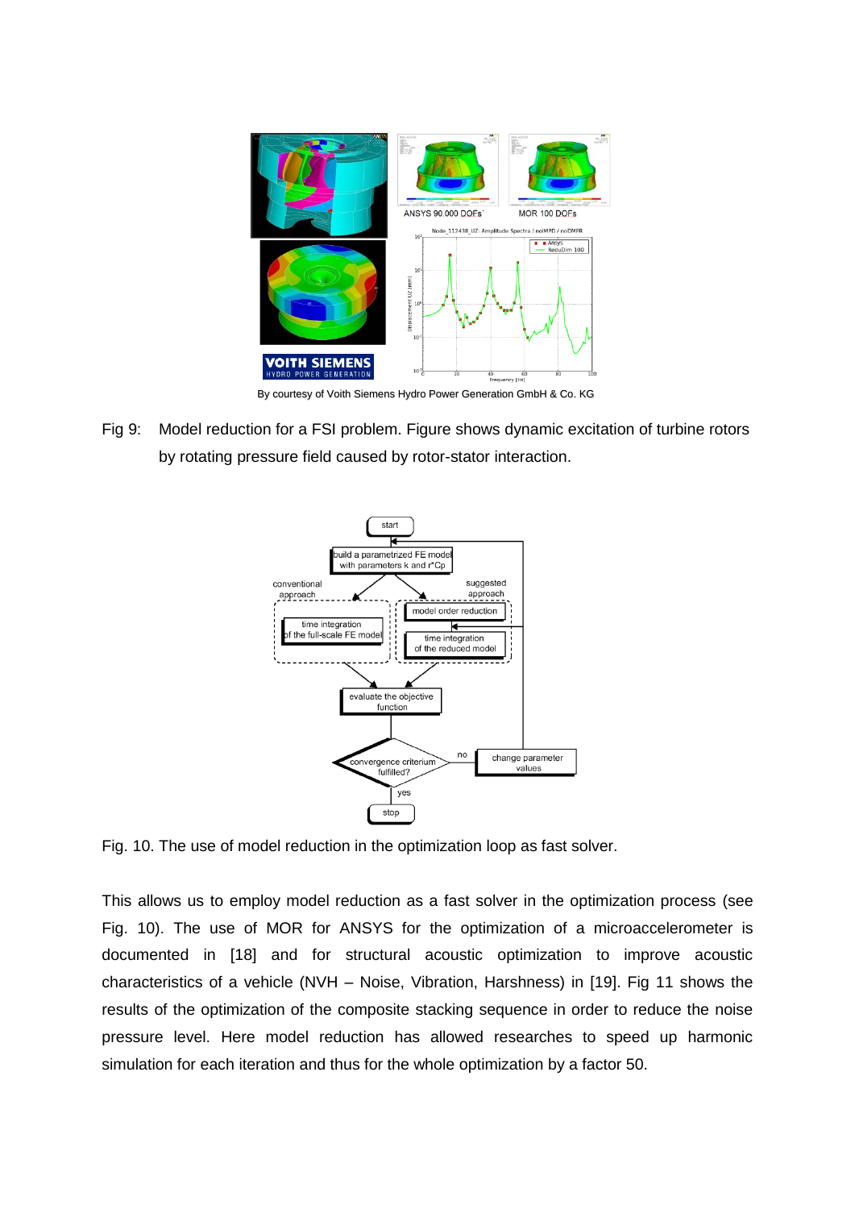By courtesy of Voith Siemens Hydro Power Generation GmbH & Co. KG

Fig 9: Model reduction for a FSI problem. Figure shows dynamic excitation of turbine rotors by rotating pressure field caused by rotor-stator interaction.

Fig. 10. The use of model reduction in the optimization loop as fast solver.

This allows us to employ model reduction as a fast solver in the optimization process (see Fig. 10). The use of MOR for ANSYS for the optimization of a microaccelerometer is documented in [18] and for structural acoustic optimization to improve acoustic characteristics of a vehicle (NVH – Noise, Vibration, Harshness) in [19]. Fig 11 shows the results of the optimization of the composite stacking sequence in order to reduce the noise pressure level. Here model reduction has allowed researches to speed up harmonic simulation for each iteration and thus for the whole optimization by a factor 50.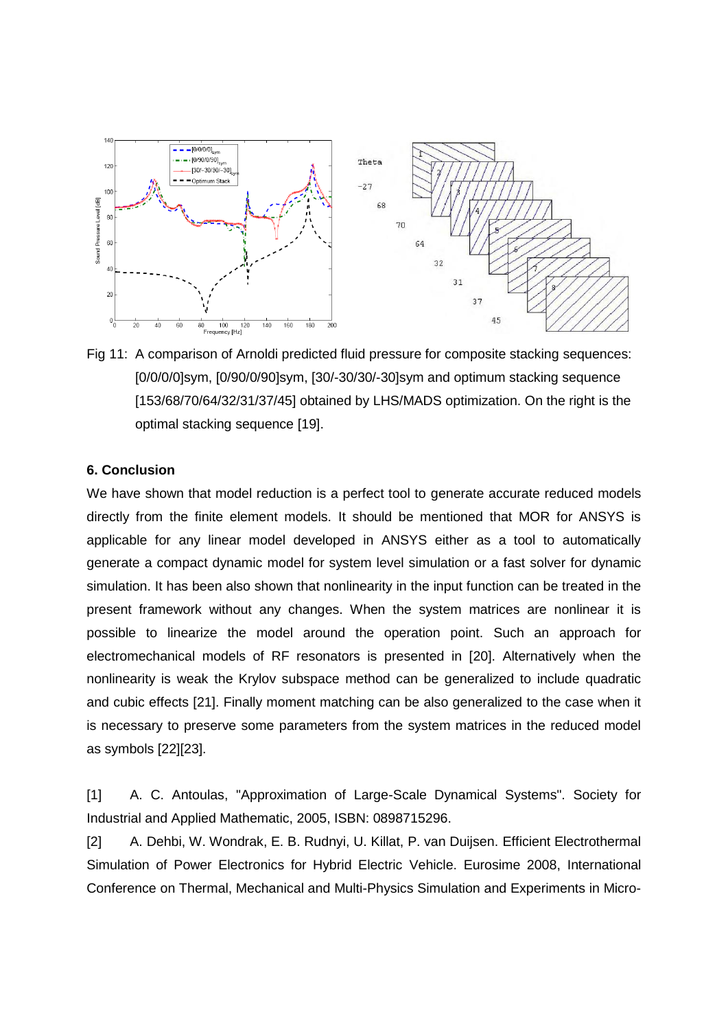Fig 11: A comparison of Arnoldi predicted fluid pressure for composite stacking sequences: [0/0/0/0]sym, [0/90/0/90]sym, [30/-30/30/-30]sym and optimum stacking sequence [153/68/70/64/32/31/37/45] obtained by LHS/MADS optimization. On the right is the optimal stacking sequence [19].

### 6. Conclusion

We have shown that model reduction is a perfect tool to generate accurate reduced models directly from the finite element models. It should be mentioned that MOR for ANSYS is applicable for any linear model developed in ANSYS either as a tool to automatically generate a compact dynamic model for system level simulation or a fast solver for dynamic simulation. It has been also shown that nonlinearity in the input function can be treated in the present framework without any changes. When the system matrices are nonlinear it is possible to linearize the model around the operation point. Such an approach for electromechanical models of RF resonators is presented in [20]. Alternatively when the nonlinearity is weak the Krylov subspace method can be generalized to include quadratic and cubic effects [21]. Finally moment matching can be also generalized to the case when it is necessary to preserve some parameters from the system matrices in the reduced model as symbols [22][23].

[1] A. C. Antoulas, "Approximation of Large-Scale Dynamical Systems". Society for Industrial and Applied Mathematic, 2005, ISBN: 0898715296.

[2] A. Dehbi, W. Wondrak, E. B. Rudnyi, U. Killat, P. van Duijsen. Efficient Electrothermal Simulation of Power Electronics for Hybrid Electric Vehicle. Eurosime 2008, International Conference on Thermal, Mechanical and Multi-Physics Simulation and Experiments in Micro-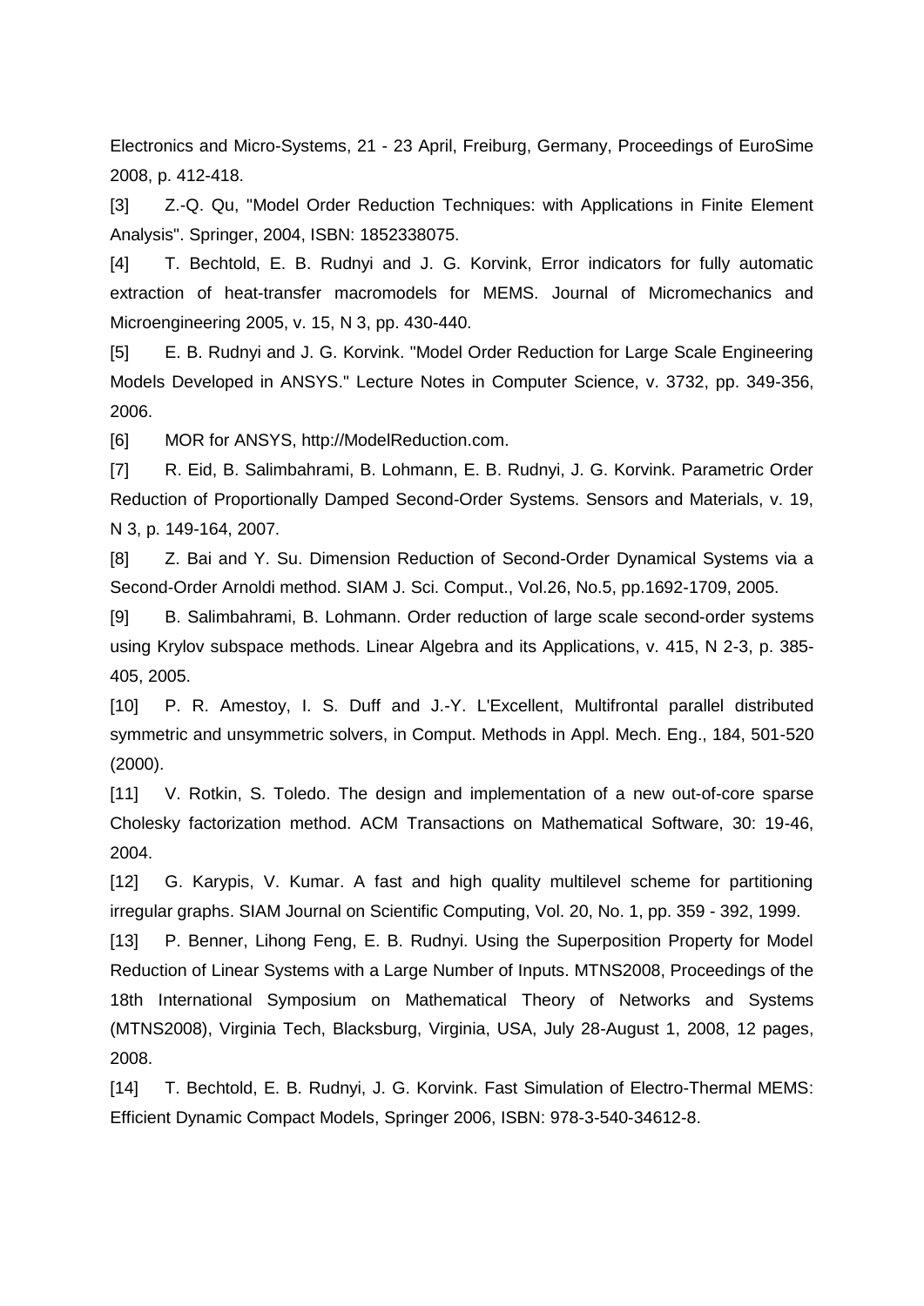Electronics and Micro-Systems, 21 - 23 April, Freiburg, Germany, Proceedings of EuroSime 2008, p. 412-418.

[3] Z.-Q. Qu, "Model Order Reduction Techniques: with Applications in Finite Element Analysis". Springer, 2004, ISBN: 1852338075.

[4] T. Bechtold, E. B. Rudnyi and J. G. Korvink, Error indicators for fully automatic extraction of heat-transfer macromodels for MEMS. Journal of Micromechanics and Microengineering 2005, v. 15, N 3, pp. 430-440.

[5] E. B. Rudnyi and J. G. Korvink. "Model Order Reduction for Large Scale Engineering Models Developed in ANSYS." Lecture Notes in Computer Science, v. 3732, pp. 349-356, 2006.

[6] MOR for ANSYS, http://ModelReduction.com.

[7] R. Eid, B. Salimbahrami, B. Lohmann, E. B. Rudnyi, J. G. Korvink. Parametric Order Reduction of Proportionally Damped Second-Order Systems. Sensors and Materials, v. 19, N 3, p. 149-164, 2007.

[8] Z. Bai and Y. Su. Dimension Reduction of Second-Order Dynamical Systems via a Second-Order Arnoldi method. SIAM J. Sci. Comput., Vol.26, No.5, pp.1692-1709, 2005.

[9] B. Salimbahrami, B. Lohmann. Order reduction of large scale second-order systems using Krylov subspace methods. Linear Algebra and its Applications, v. 415, N 2-3, p. 385-405, 2005.

[10] P. R. Amestoy, I. S. Duff and J.-Y. L'Excellent, Multifrontal parallel distributed symmetric and unsymmetric solvers, in Comput. Methods in Appl. Mech. Eng., 184, 501-520 (2000).

[11] V. Rotkin, S. Toledo. The design and implementation of a new out-of-core sparse Cholesky factorization method. ACM Transactions on Mathematical Software, 30: 19-46, 2004.

[12] G. Karypis, V. Kumar. A fast and high quality multilevel scheme for partitioning irregular graphs. SIAM Journal on Scientific Computing, Vol. 20, No. 1, pp. 359 - 392, 1999.

[13] P. Benner, Lihong Feng, E. B. Rudnyi. Using the Superposition Property for Model Reduction of Linear Systems with a Large Number of Inputs. MTNS2008, Proceedings of the 18th International Symposium on Mathematical Theory of Networks and Systems (MTNS2008), Virginia Tech, Blacksburg, Virginia, USA, July 28-August 1, 2008, 12 pages, 2008.

[14] T. Bechtold, E. B. Rudnyi, J. G. Korvink. Fast Simulation of Electro-Thermal MEMS: Efficient Dynamic Compact Models, Springer 2006, ISBN: 978-3-540-34612-8.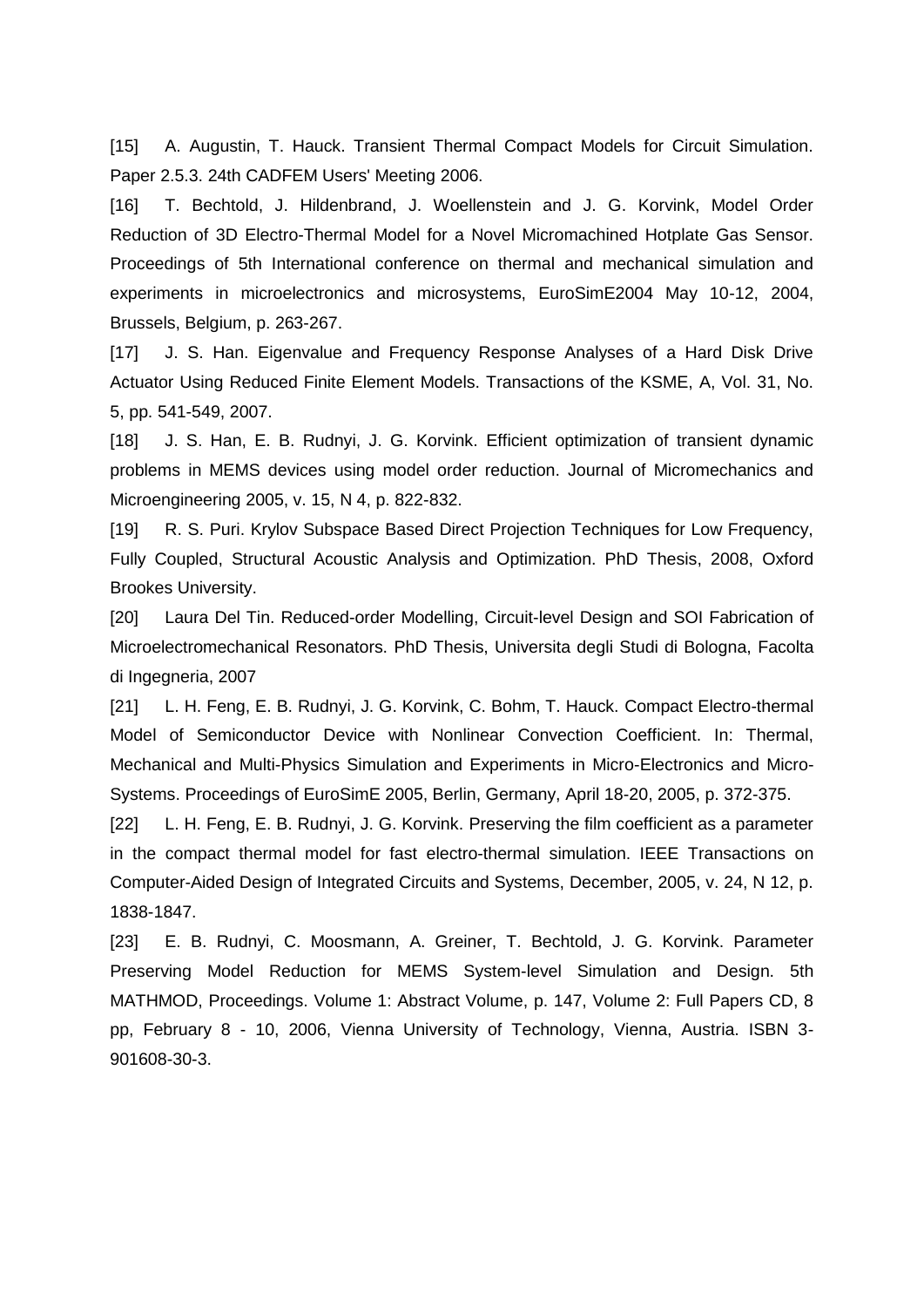[15] A. Augustin, T. Hauck. Transient Thermal Compact Models for Circuit Simulation. Paper 2.5.3. 24th CADFEM Users' Meeting 2006.

[16] T. Bechtold, J. Hildenbrand, J. Woellenstein and J. G. Korvink, Model Order Reduction of 3D Electro-Thermal Model for a Novel Micromachined Hotplate Gas Sensor. Proceedings of 5th International conference on thermal and mechanical simulation and experiments in microelectronics and microsystems, EuroSimE2004 May 10-12, 2004, Brussels, Belgium, p. 263-267.

[17] J. S. Han. Eigenvalue and Frequency Response Analyses of a Hard Disk Drive Actuator Using Reduced Finite Element Models. Transactions of the KSME, A, Vol. 31, No. 5, pp. 541-549, 2007.

[18] J. S. Han, E. B. Rudnyi, J. G. Korvink. Efficient optimization of transient dynamic problems in MEMS devices using model order reduction. Journal of Micromechanics and Microengineering 2005, v. 15, N 4, p. 822-832.

[19] R. S. Puri. Krylov Subspace Based Direct Projection Techniques for Low Frequency, Fully Coupled, Structural Acoustic Analysis and Optimization. PhD Thesis, 2008, Oxford Brookes University.

[20] Laura Del Tin. Reduced-order Modelling, Circuit-level Design and SOI Fabrication of Microelectromechanical Resonators. PhD Thesis, Universita degli Studi di Bologna, Facolta di Ingegneria, 2007

[21] L. H. Feng, E. B. Rudnyi, J. G. Korvink, C. Bohm, T. Hauck. Compact Electro-thermal Model of Semiconductor Device with Nonlinear Convection Coefficient. In: Thermal, Mechanical and Multi-Physics Simulation and Experiments in Micro-Electronics and Micro-Systems. Proceedings of EuroSimE 2005, Berlin, Germany, April 18-20, 2005, p. 372-375.

[22] L. H. Feng, E. B. Rudnyi, J. G. Korvink. Preserving the film coefficient as a parameter in the compact thermal model for fast electro-thermal simulation. IEEE Transactions on Computer-Aided Design of Integrated Circuits and Systems, December, 2005, v. 24, N 12, p. 1838-1847.

[23] E. B. Rudnyi, C. Moosmann, A. Greiner, T. Bechtold, J. G. Korvink. Parameter Preserving Model Reduction for MEMS System-level Simulation and Design. 5th MATHMOD, Proceedings. Volume 1: Abstract Volume, p. 147, Volume 2: Full Papers CD, 8 pp, February 8 - 10, 2006, Vienna University of Technology, Vienna, Austria. ISBN 3-901608-30-3.